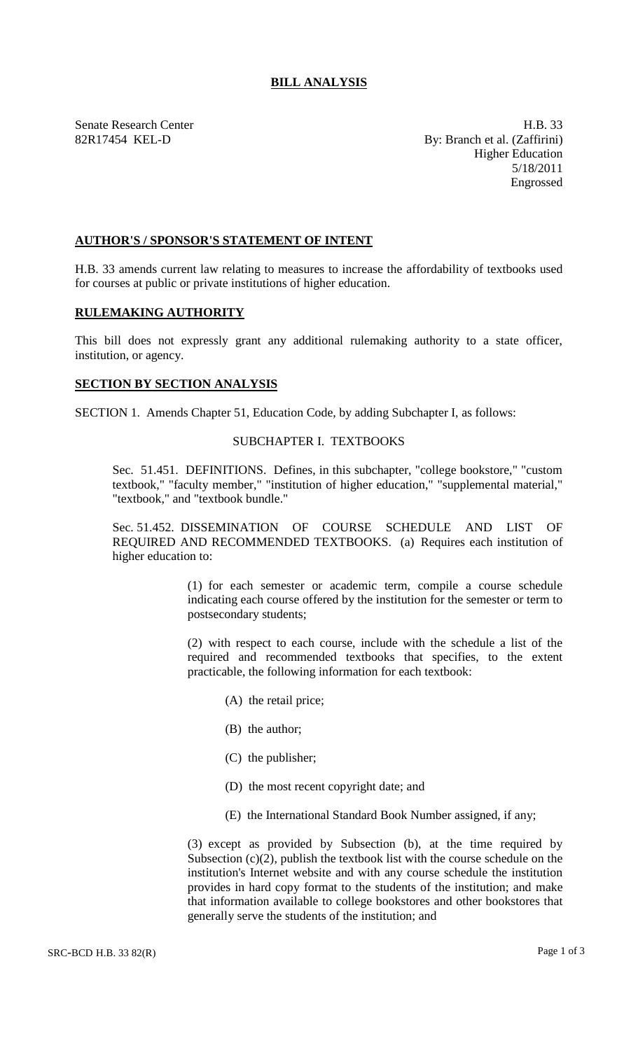# BILL ANALYSIS

Senate Research Center
82R17454 KEL-D

H.B. 33
By: Branch et al. (Zaffirini)
Higher Education
5/18/2011
Engrossed

## AUTHOR'S / SPONSOR'S STATEMENT OF INTENT

H.B. 33 amends current law relating to measures to increase the affordability of textbooks used for courses at public or private institutions of higher education.

## RULEMAKING AUTHORITY

This bill does not expressly grant any additional rulemaking authority to a state officer, institution, or agency.

## SECTION BY SECTION ANALYSIS

SECTION 1. Amends Chapter 51, Education Code, by adding Subchapter I, as follows:

SUBCHAPTER I. TEXTBOOKS

Sec. 51.451. DEFINITIONS. Defines, in this subchapter, "college bookstore," "custom textbook," "faculty member," "institution of higher education," "supplemental material," "textbook," and "textbook bundle."

Sec. 51.452. DISSEMINATION OF COURSE SCHEDULE AND LIST OF REQUIRED AND RECOMMENDED TEXTBOOKS. (a) Requires each institution of higher education to:

(1) for each semester or academic term, compile a course schedule indicating each course offered by the institution for the semester or term to postsecondary students;

(2) with respect to each course, include with the schedule a list of the required and recommended textbooks that specifies, to the extent practicable, the following information for each textbook:

(A) the retail price;

(B) the author;

(C) the publisher;

(D) the most recent copyright date; and

(E) the International Standard Book Number assigned, if any;

(3) except as provided by Subsection (b), at the time required by Subsection (c)(2), publish the textbook list with the course schedule on the institution's Internet website and with any course schedule the institution provides in hard copy format to the students of the institution; and make that information available to college bookstores and other bookstores that generally serve the students of the institution; and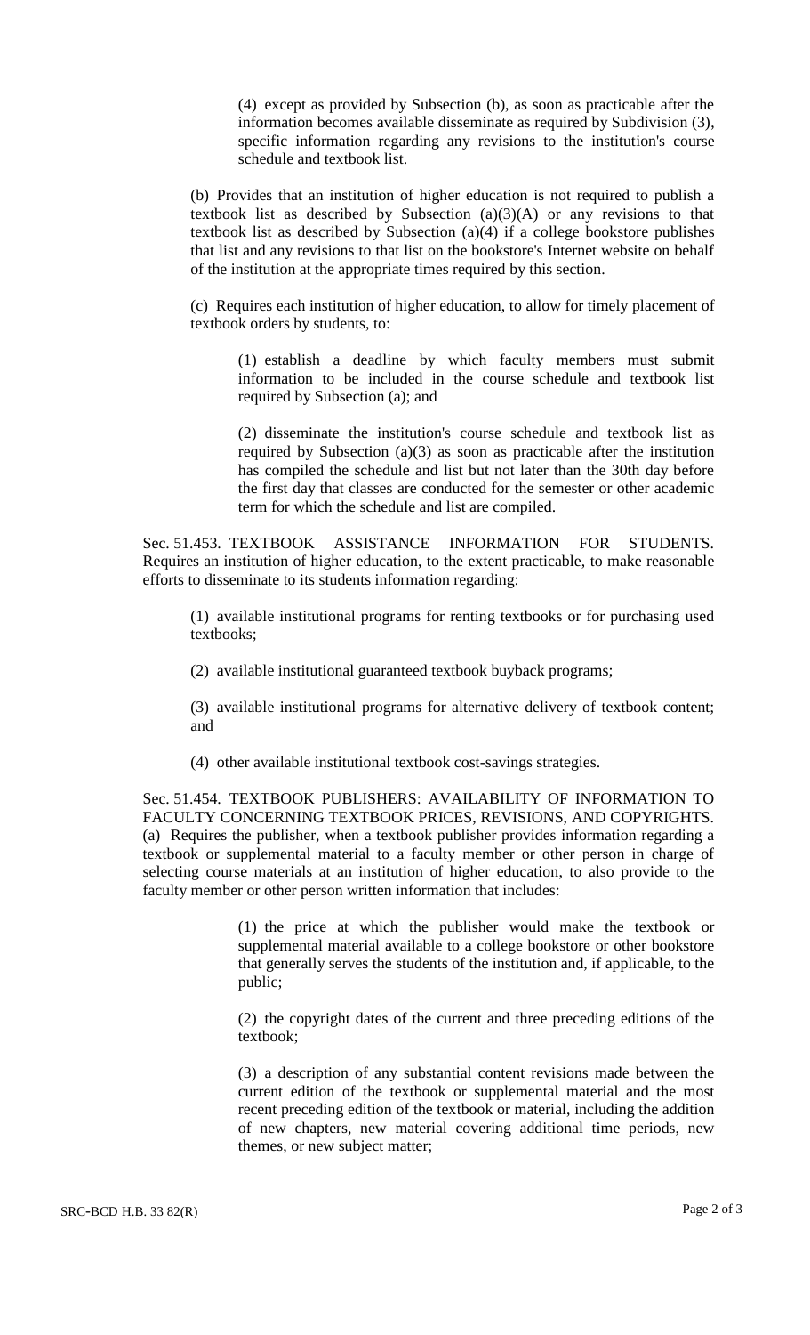(4) except as provided by Subsection (b), as soon as practicable after the information becomes available disseminate as required by Subdivision (3), specific information regarding any revisions to the institution's course schedule and textbook list.

(b) Provides that an institution of higher education is not required to publish a textbook list as described by Subsection (a)(3)(A) or any revisions to that textbook list as described by Subsection (a)(4) if a college bookstore publishes that list and any revisions to that list on the bookstore's Internet website on behalf of the institution at the appropriate times required by this section.

(c) Requires each institution of higher education, to allow for timely placement of textbook orders by students, to:

(1) establish a deadline by which faculty members must submit information to be included in the course schedule and textbook list required by Subsection (a); and

(2) disseminate the institution's course schedule and textbook list as required by Subsection (a)(3) as soon as practicable after the institution has compiled the schedule and list but not later than the 30th day before the first day that classes are conducted for the semester or other academic term for which the schedule and list are compiled.

Sec. 51.453. TEXTBOOK ASSISTANCE INFORMATION FOR STUDENTS. Requires an institution of higher education, to the extent practicable, to make reasonable efforts to disseminate to its students information regarding:

(1) available institutional programs for renting textbooks or for purchasing used textbooks;

(2) available institutional guaranteed textbook buyback programs;

(3) available institutional programs for alternative delivery of textbook content; and

(4) other available institutional textbook cost-savings strategies.

Sec. 51.454. TEXTBOOK PUBLISHERS: AVAILABILITY OF INFORMATION TO FACULTY CONCERNING TEXTBOOK PRICES, REVISIONS, AND COPYRIGHTS. (a) Requires the publisher, when a textbook publisher provides information regarding a textbook or supplemental material to a faculty member or other person in charge of selecting course materials at an institution of higher education, to also provide to the faculty member or other person written information that includes:

(1) the price at which the publisher would make the textbook or supplemental material available to a college bookstore or other bookstore that generally serves the students of the institution and, if applicable, to the public;

(2) the copyright dates of the current and three preceding editions of the textbook;

(3) a description of any substantial content revisions made between the current edition of the textbook or supplemental material and the most recent preceding edition of the textbook or material, including the addition of new chapters, new material covering additional time periods, new themes, or new subject matter;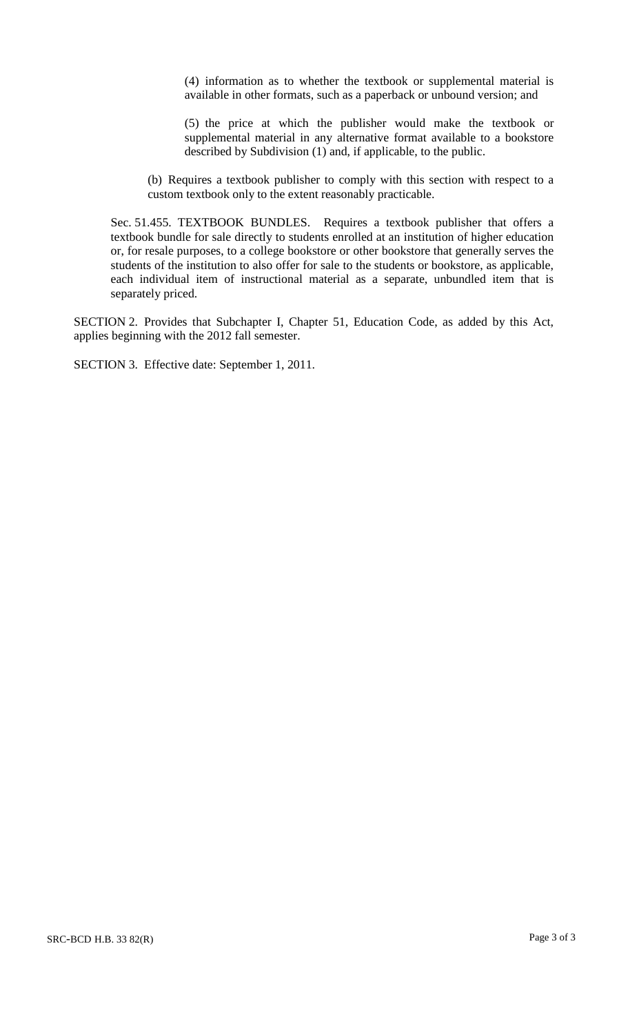(4) information as to whether the textbook or supplemental material is available in other formats, such as a paperback or unbound version; and

(5) the price at which the publisher would make the textbook or supplemental material in any alternative format available to a bookstore described by Subdivision (1) and, if applicable, to the public.

(b) Requires a textbook publisher to comply with this section with respect to a custom textbook only to the extent reasonably practicable.

Sec. 51.455. TEXTBOOK BUNDLES. Requires a textbook publisher that offers a textbook bundle for sale directly to students enrolled at an institution of higher education or, for resale purposes, to a college bookstore or other bookstore that generally serves the students of the institution to also offer for sale to the students or bookstore, as applicable, each individual item of instructional material as a separate, unbundled item that is separately priced.

SECTION 2. Provides that Subchapter I, Chapter 51, Education Code, as added by this Act, applies beginning with the 2012 fall semester.

SECTION 3. Effective date: September 1, 2011.